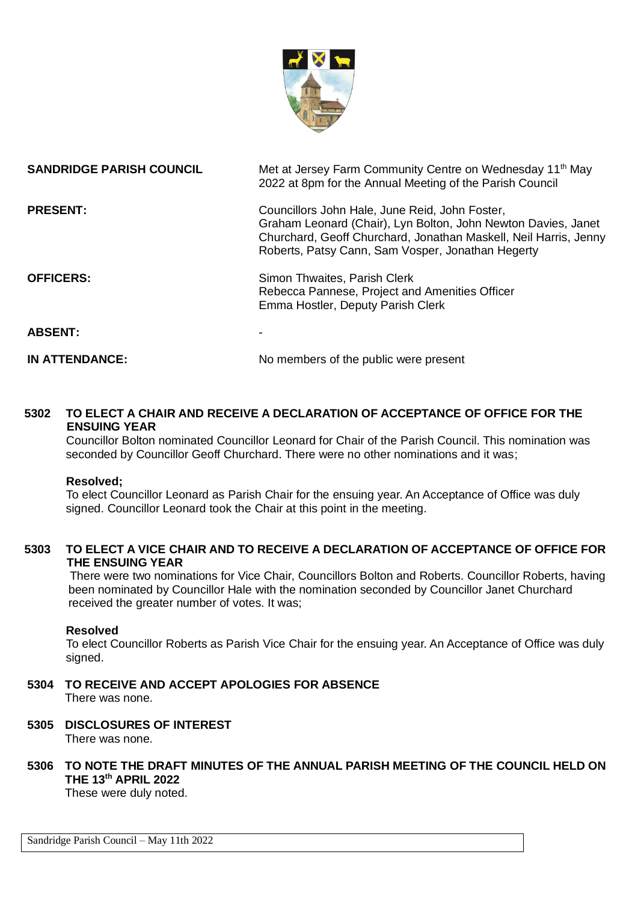| | |
|---|---|
| **SANDRIDGE PARISH COUNCIL** | Met at Jersey Farm Community Centre on Wednesday 11th May 2022 at 8pm for the Annual Meeting of the Parish Council |
| **PRESENT:** | Councillors John Hale, June Reid, John Foster, Graham Leonard (Chair), Lyn Bolton, John Newton Davies, Janet Churchard, Geoff Churchard, Jonathan Maskell, Neil Harris, Jenny Roberts, Patsy Cann, Sam Vosper, Jonathan Hegerty |
| **OFFICERS:** | Simon Thwaites, Parish Clerk<br>Rebecca Pannese, Project and Amenities Officer<br>Emma Hostler, Deputy Parish Clerk |
| **ABSENT:** | - |
| **IN ATTENDANCE:** | No members of the public were present |

**5302 TO ELECT A CHAIR AND RECEIVE A DECLARATION OF ACCEPTANCE OF OFFICE FOR THE ENSUING YEAR**

Councillor Bolton nominated Councillor Leonard for Chair of the Parish Council. This nomination was seconded by Councillor Geoff Churchard. There were no other nominations and it was;

**Resolved;**

To elect Councillor Leonard as Parish Chair for the ensuing year. An Acceptance of Office was duly signed. Councillor Leonard took the Chair at this point in the meeting.

**5303 TO ELECT A VICE CHAIR AND TO RECEIVE A DECLARATION OF ACCEPTANCE OF OFFICE FOR THE ENSUING YEAR**

There were two nominations for Vice Chair, Councillors Bolton and Roberts. Councillor Roberts, having been nominated by Councillor Hale with the nomination seconded by Councillor Janet Churchard received the greater number of votes. It was;

**Resolved**

To elect Councillor Roberts as Parish Vice Chair for the ensuing year. An Acceptance of Office was duly signed.

**5304 TO RECEIVE AND ACCEPT APOLOGIES FOR ABSENCE**

There was none.

**5305 DISCLOSURES OF INTEREST**

There was none.

**5306 TO NOTE THE DRAFT MINUTES OF THE ANNUAL PARISH MEETING OF THE COUNCIL HELD ON THE 13th APRIL 2022**

These were duly noted.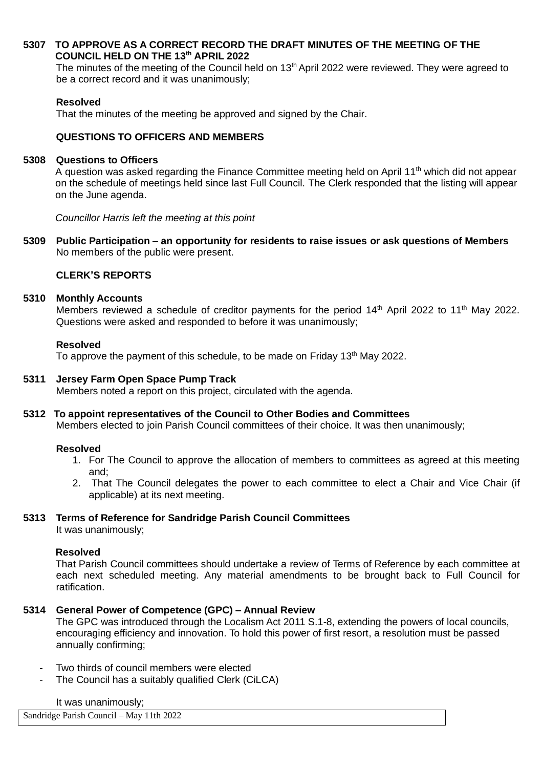**5307 TO APPROVE AS A CORRECT RECORD THE DRAFT MINUTES OF THE MEETING OF THE COUNCIL HELD ON THE 13th APRIL 2022**

The minutes of the meeting of the Council held on 13th April 2022 were reviewed. They were agreed to be a correct record and it was unanimously;

**Resolved**

That the minutes of the meeting be approved and signed by the Chair.

**QUESTIONS TO OFFICERS AND MEMBERS**

**5308 Questions to Officers**

A question was asked regarding the Finance Committee meeting held on April 11th which did not appear on the schedule of meetings held since last Full Council. The Clerk responded that the listing will appear on the June agenda.

*Councillor Harris left the meeting at this point*

**5309 Public Participation – an opportunity for residents to raise issues or ask questions of Members**

No members of the public were present.

**CLERK'S REPORTS**

**5310 Monthly Accounts**

Members reviewed a schedule of creditor payments for the period 14th April 2022 to 11th May 2022. Questions were asked and responded to before it was unanimously;

**Resolved**

To approve the payment of this schedule, to be made on Friday 13th May 2022.

**5311 Jersey Farm Open Space Pump Track**

Members noted a report on this project, circulated with the agenda.

**5312 To appoint representatives of the Council to Other Bodies and Committees**

Members elected to join Parish Council committees of their choice. It was then unanimously;

**Resolved**

1. For The Council to approve the allocation of members to committees as agreed at this meeting and;
2. That The Council delegates the power to each committee to elect a Chair and Vice Chair (if applicable) at its next meeting.

**5313 Terms of Reference for Sandridge Parish Council Committees**

It was unanimously;

**Resolved**

That Parish Council committees should undertake a review of Terms of Reference by each committee at each next scheduled meeting. Any material amendments to be brought back to Full Council for ratification.

**5314 General Power of Competence (GPC) – Annual Review**

The GPC was introduced through the Localism Act 2011 S.1-8, extending the powers of local councils, encouraging efficiency and innovation. To hold this power of first resort, a resolution must be passed annually confirming;

- Two thirds of council members were elected
- The Council has a suitably qualified Clerk (CiLCA)

It was unanimously;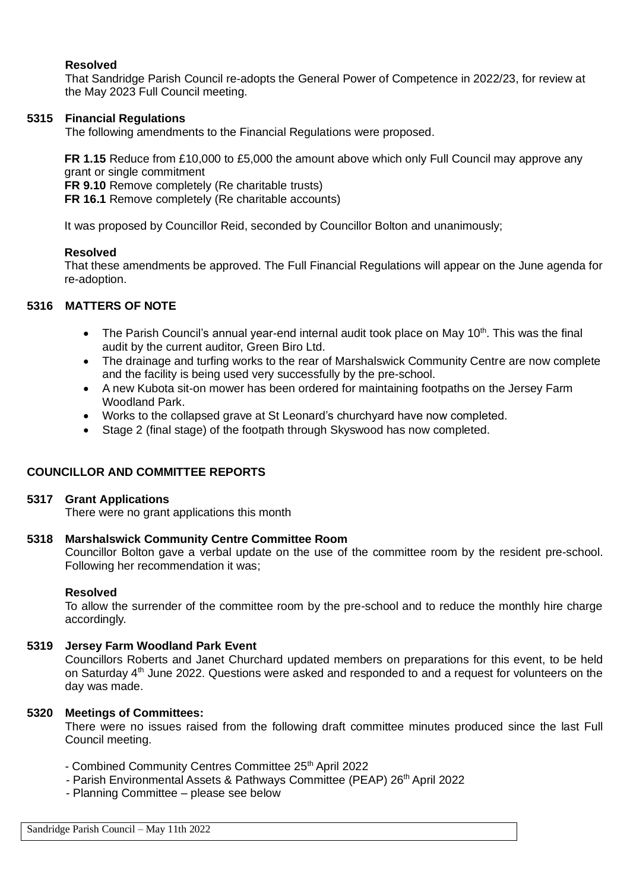**Resolved**

That Sandridge Parish Council re-adopts the General Power of Competence in 2022/23, for review at the May 2023 Full Council meeting.

### 5315 Financial Regulations

The following amendments to the Financial Regulations were proposed.

**FR 1.15** Reduce from £10,000 to £5,000 the amount above which only Full Council may approve any grant or single commitment
**FR 9.10** Remove completely (Re charitable trusts)
**FR 16.1** Remove completely (Re charitable accounts)

It was proposed by Councillor Reid, seconded by Councillor Bolton and unanimously;

**Resolved**

That these amendments be approved. The Full Financial Regulations will appear on the June agenda for re-adoption.

### 5316 MATTERS OF NOTE

- The Parish Council's annual year-end internal audit took place on May 10th. This was the final audit by the current auditor, Green Biro Ltd.
- The drainage and turfing works to the rear of Marshalswick Community Centre are now complete and the facility is being used very successfully by the pre-school.
- A new Kubota sit-on mower has been ordered for maintaining footpaths on the Jersey Farm Woodland Park.
- Works to the collapsed grave at St Leonard's churchyard have now completed.
- Stage 2 (final stage) of the footpath through Skyswood has now completed.

## COUNCILLOR AND COMMITTEE REPORTS

### 5317 Grant Applications

There were no grant applications this month

### 5318 Marshalswick Community Centre Committee Room

Councillor Bolton gave a verbal update on the use of the committee room by the resident pre-school. Following her recommendation it was;

**Resolved**

To allow the surrender of the committee room by the pre-school and to reduce the monthly hire charge accordingly.

### 5319 Jersey Farm Woodland Park Event

Councillors Roberts and Janet Churchard updated members on preparations for this event, to be held on Saturday 4th June 2022. Questions were asked and responded to and a request for volunteers on the day was made.

### 5320 Meetings of Committees:

There were no issues raised from the following draft committee minutes produced since the last Full Council meeting.

- Combined Community Centres Committee 25th April 2022
- Parish Environmental Assets & Pathways Committee (PEAP) 26th April 2022
- Planning Committee – please see below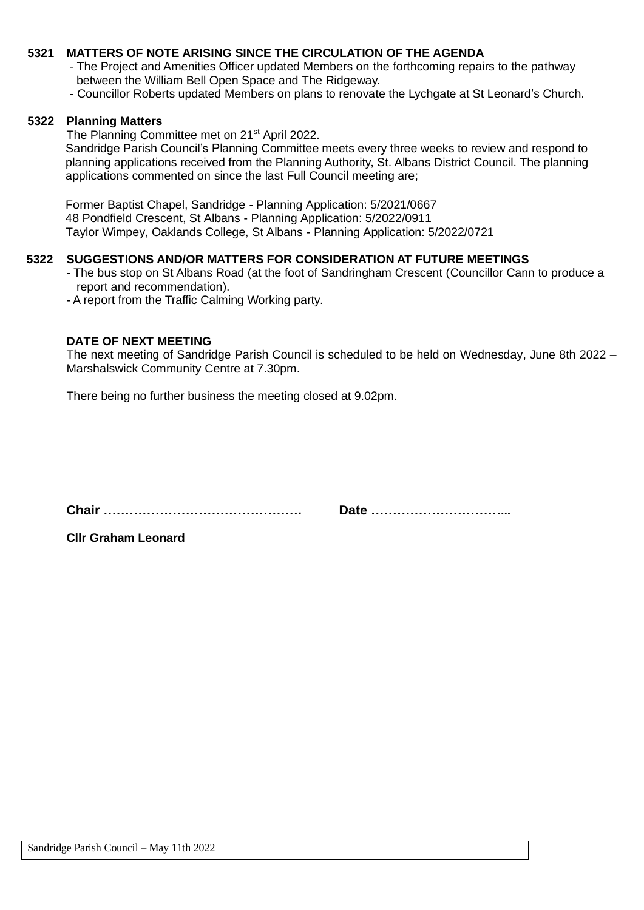## 5321 MATTERS OF NOTE ARISING SINCE THE CIRCULATION OF THE AGENDA

- The Project and Amenities Officer updated Members on the forthcoming repairs to the pathway between the William Bell Open Space and The Ridgeway.
- Councillor Roberts updated Members on plans to renovate the Lychgate at St Leonard's Church.

## 5322 Planning Matters

The Planning Committee met on 21st April 2022.

Sandridge Parish Council's Planning Committee meets every three weeks to review and respond to planning applications received from the Planning Authority, St. Albans District Council. The planning applications commented on since the last Full Council meeting are;

Former Baptist Chapel, Sandridge - Planning Application: 5/2021/0667
48 Pondfield Crescent, St Albans - Planning Application: 5/2022/0911
Taylor Wimpey, Oaklands College, St Albans - Planning Application: 5/2022/0721

## 5322 SUGGESTIONS AND/OR MATTERS FOR CONSIDERATION AT FUTURE MEETINGS

- The bus stop on St Albans Road (at the foot of Sandringham Crescent (Councillor Cann to produce a report and recommendation).
- A report from the Traffic Calming Working party.

## DATE OF NEXT MEETING

The next meeting of Sandridge Parish Council is scheduled to be held on Wednesday, June 8th 2022 – Marshalswick Community Centre at 7.30pm.

There being no further business the meeting closed at 9.02pm.

**Chair ……………………………………….   Date …………………………..**

**Cllr Graham Leonard**

Sandridge Parish Council – May 11th 2022